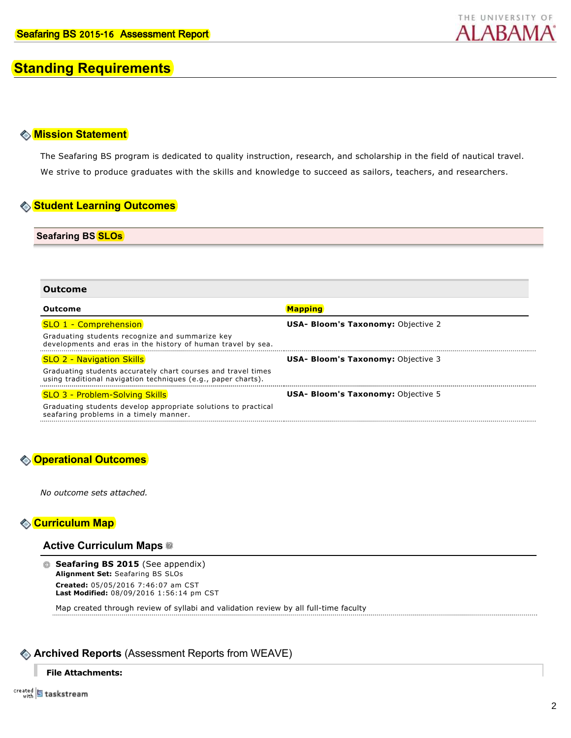Seafaring BS 2015-16 Assessment Report

THE UNIVERSITY OF ALABAMA

# Standing Requirements

## Mission Statement

The Seafaring BS program is dedicated to quality instruction, research, and scholarship in the field of nautical travel.

We strive to produce graduates with the skills and knowledge to succeed as sailors, teachers, and researchers.

## Student Learning Outcomes

### Seafaring BS SLOs

**Outcome**

| Outcome | Mapping |
|---|---|
| SLO 1 - Comprehension<br>Graduating students recognize and summarize key developments and eras in the history of human travel by sea. | **USA- Bloom's Taxonomy:** Objective 2 |
| SLO 2 - Navigation Skills<br>Graduating students accurately chart courses and travel times using traditional navigation techniques (e.g., paper charts). | **USA- Bloom's Taxonomy:** Objective 3 |
| SLO 3 - Problem-Solving Skills<br>Graduating students develop appropriate solutions to practical seafaring problems in a timely manner. | **USA- Bloom's Taxonomy:** Objective 5 |

## Operational Outcomes

*No outcome sets attached.*

## Curriculum Map

### Active Curriculum Maps

**Seafaring BS 2015** (See appendix)
**Alignment Set:** Seafaring BS SLOs
**Created:** 05/05/2016 7:46:07 am CST
**Last Modified:** 08/09/2016 1:56:14 pm CST

Map created through review of syllabi and validation review by all full-time faculty

## Archived Reports (Assessment Reports from WEAVE)

**File Attachments:**

created with taskstream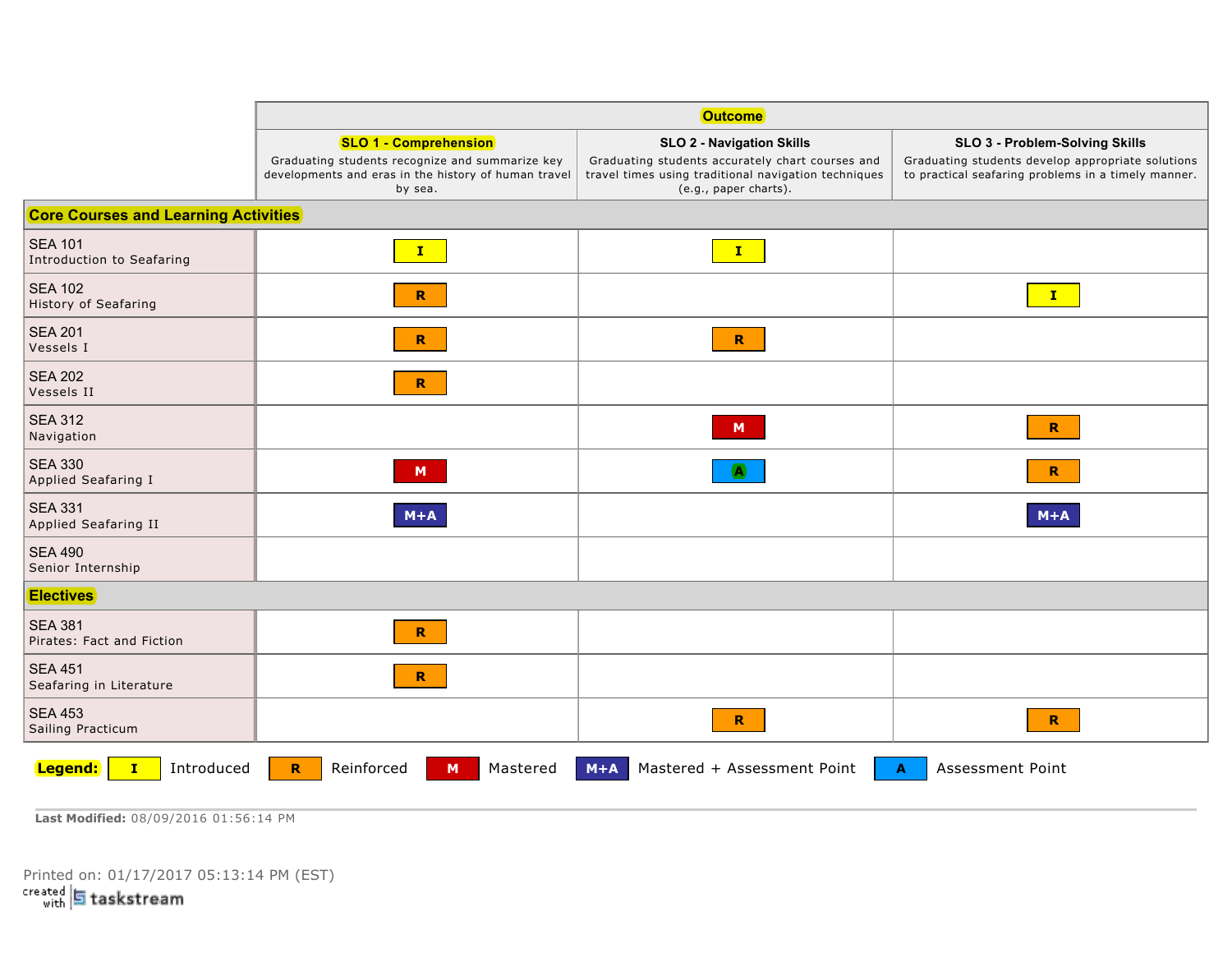| | Outcome | | |
|---|---|---|---|
| | **SLO 1 - Comprehension** Graduating students recognize and summarize key developments and eras in the history of human travel by sea. | **SLO 2 - Navigation Skills** Graduating students accurately chart courses and travel times using traditional navigation techniques (e.g., paper charts). | **SLO 3 - Problem-Solving Skills** Graduating students develop appropriate solutions to practical seafaring problems in a timely manner. |
| **Core Courses and Learning Activities** | | | |
| SEA 101 Introduction to Seafaring | I | I | |
| SEA 102 History of Seafaring | R | | I |
| SEA 201 Vessels I | R | R | |
| SEA 202 Vessels II | R | | |
| SEA 312 Navigation | | M | R |
| SEA 330 Applied Seafaring I | M | A | R |
| SEA 331 Applied Seafaring II | M+A | | M+A |
| SEA 490 Senior Internship | | | |
| **Electives** | | | |
| SEA 381 Pirates: Fact and Fiction | R | | |
| SEA 451 Seafaring in Literature | R | | |
| SEA 453 Sailing Practicum | | R | R |

**Legend:** I Introduced | R Reinforced | M Mastered | M+A Mastered + Assessment Point | A Assessment Point

**Last Modified:** 08/09/2016 01:56:14 PM

Printed on: 01/17/2017 05:13:14 PM (EST)

created with taskstream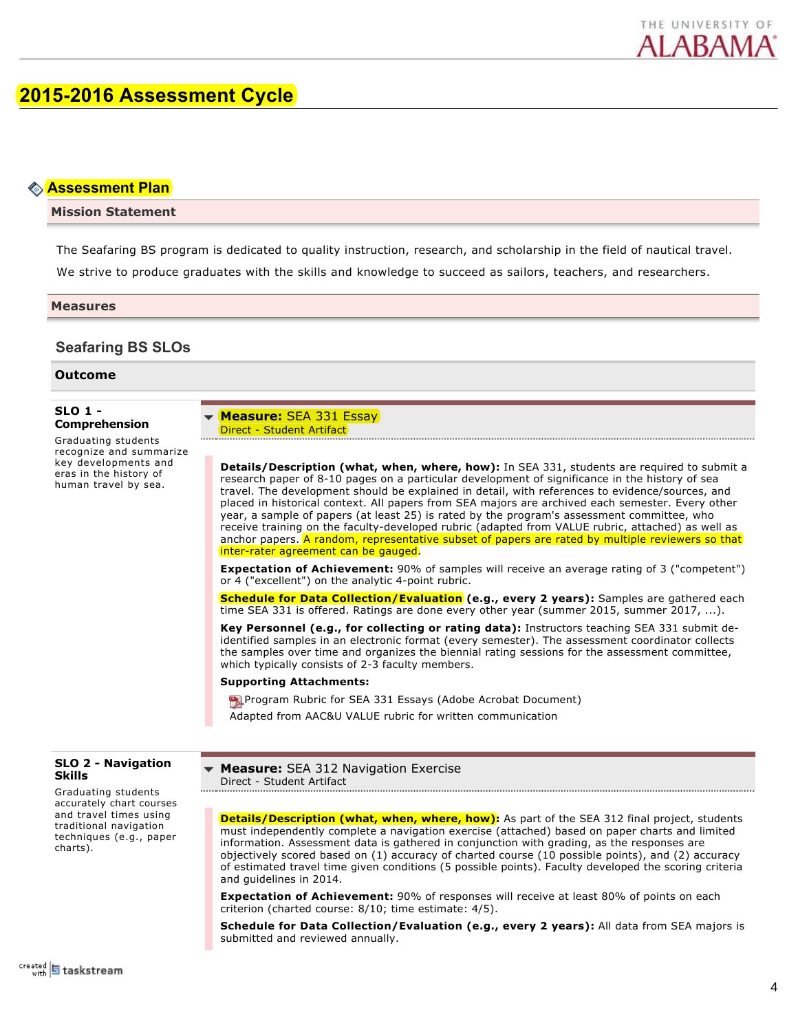# 2015-2016 Assessment Cycle

## Assessment Plan

### Mission Statement

The Seafaring BS program is dedicated to quality instruction, research, and scholarship in the field of nautical travel.

We strive to produce graduates with the skills and knowledge to succeed as sailors, teachers, and researchers.

### Measures

#### Seafaring BS SLOs

**Outcome**

**SLO 1 - Comprehension**

Graduating students recognize and summarize key developments and eras in the history of human travel by sea.

**Measure:** SEA 331 Essay
Direct - Student Artifact

**Details/Description (what, when, where, how):** In SEA 331, students are required to submit a research paper of 8-10 pages on a particular development of significance in the history of sea travel. The development should be explained in detail, with references to evidence/sources, and placed in historical context. All papers from SEA majors are archived each semester. Every other year, a sample of papers (at least 25) is rated by the program's assessment committee, who receive training on the faculty-developed rubric (adapted from VALUE rubric, attached) as well as anchor papers. A random, representative subset of papers are rated by multiple reviewers so that inter-rater agreement can be gauged.

**Expectation of Achievement:** 90% of samples will receive an average rating of 3 ("competent") or 4 ("excellent") on the analytic 4-point rubric.

**Schedule for Data Collection/Evaluation (e.g., every 2 years):** Samples are gathered each time SEA 331 is offered. Ratings are done every other year (summer 2015, summer 2017, ...).

**Key Personnel (e.g., for collecting or rating data):** Instructors teaching SEA 331 submit de-identified samples in an electronic format (every semester). The assessment coordinator collects the samples over time and organizes the biennial rating sessions for the assessment committee, which typically consists of 2-3 faculty members.

**Supporting Attachments:**

Program Rubric for SEA 331 Essays (Adobe Acrobat Document)
Adapted from AAC&U VALUE rubric for written communication

**SLO 2 - Navigation Skills**

Graduating students accurately chart courses and travel times using traditional navigation techniques (e.g., paper charts).

**Measure:** SEA 312 Navigation Exercise
Direct - Student Artifact

**Details/Description (what, when, where, how):** As part of the SEA 312 final project, students must independently complete a navigation exercise (attached) based on paper charts and limited information. Assessment data is gathered in conjunction with grading, as the responses are objectively scored based on (1) accuracy of charted course (10 possible points), and (2) accuracy of estimated travel time given conditions (5 possible points). Faculty developed the scoring criteria and guidelines in 2014.

**Expectation of Achievement:** 90% of responses will receive at least 80% of points on each criterion (charted course: 8/10; time estimate: 4/5).

**Schedule for Data Collection/Evaluation (e.g., every 2 years):** All data from SEA majors is submitted and reviewed annually.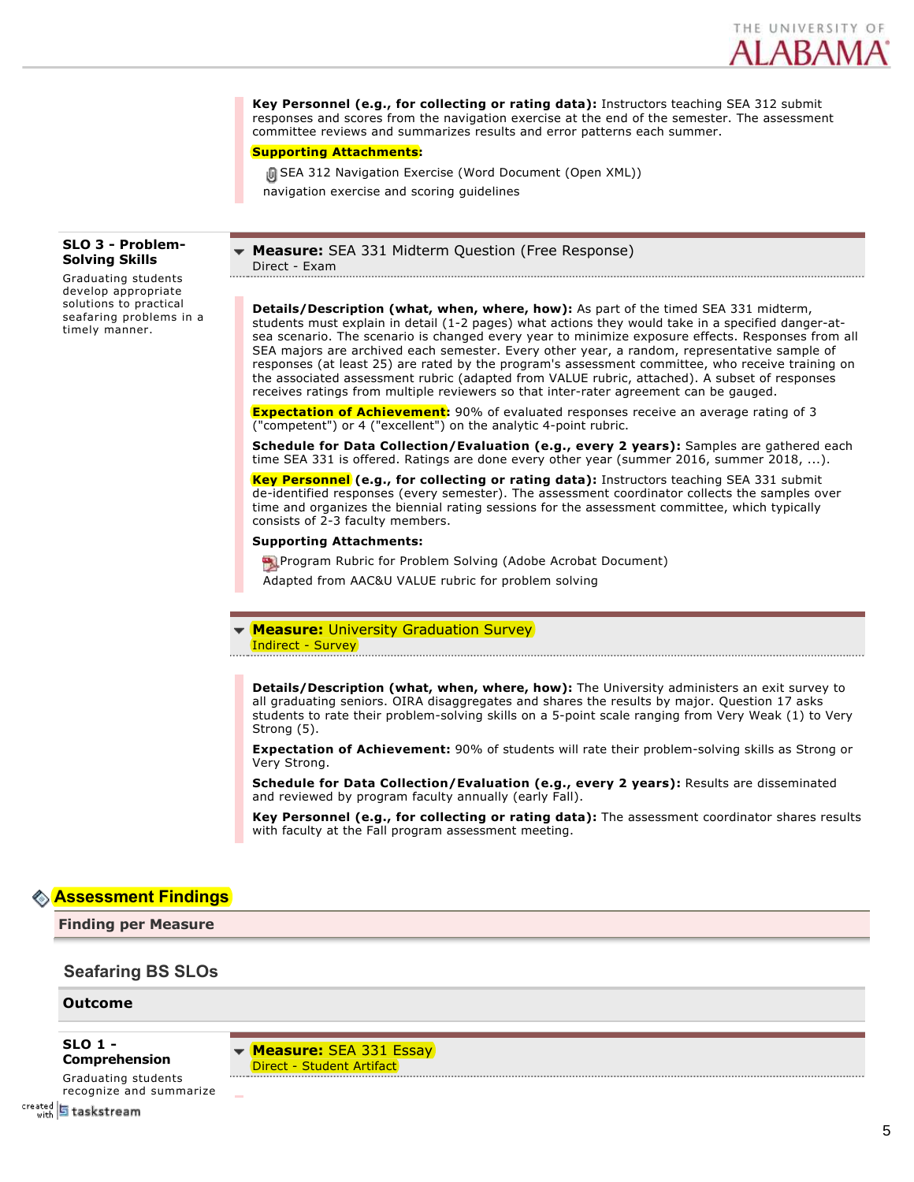**Key Personnel (e.g., for collecting or rating data):** Instructors teaching SEA 312 submit responses and scores from the navigation exercise at the end of the semester. The assessment committee reviews and summarizes results and error patterns each summer.

**Supporting Attachments:**

SEA 312 Navigation Exercise (Word Document (Open XML))
navigation exercise and scoring guidelines

**SLO 3 - Problem-Solving Skills**

Graduating students develop appropriate solutions to practical seafaring problems in a timely manner.

**Measure:** SEA 331 Midterm Question (Free Response)
Direct - Exam

**Details/Description (what, when, where, how):** As part of the timed SEA 331 midterm, students must explain in detail (1-2 pages) what actions they would take in a specified danger-at-sea scenario. The scenario is changed every year to minimize exposure effects. Responses from all SEA majors are archived each semester. Every other year, a random, representative sample of responses (at least 25) are rated by the program's assessment committee, who receive training on the associated assessment rubric (adapted from VALUE rubric, attached). A subset of responses receives ratings from multiple reviewers so that inter-rater agreement can be gauged.

**Expectation of Achievement:** 90% of evaluated responses receive an average rating of 3 ("competent") or 4 ("excellent") on the analytic 4-point rubric.

**Schedule for Data Collection/Evaluation (e.g., every 2 years):** Samples are gathered each time SEA 331 is offered. Ratings are done every other year (summer 2016, summer 2018, ...).

**Key Personnel (e.g., for collecting or rating data):** Instructors teaching SEA 331 submit de-identified responses (every semester). The assessment coordinator collects the samples over time and organizes the biennial rating sessions for the assessment committee, which typically consists of 2-3 faculty members.

**Supporting Attachments:**

Program Rubric for Problem Solving (Adobe Acrobat Document)
Adapted from AAC&U VALUE rubric for problem solving

**Measure:** University Graduation Survey
Indirect - Survey

**Details/Description (what, when, where, how):** The University administers an exit survey to all graduating seniors. OIRA disaggregates and shares the results by major. Question 17 asks students to rate their problem-solving skills on a 5-point scale ranging from Very Weak (1) to Very Strong (5).

**Expectation of Achievement:** 90% of students will rate their problem-solving skills as Strong or Very Strong.

**Schedule for Data Collection/Evaluation (e.g., every 2 years):** Results are disseminated and reviewed by program faculty annually (early Fall).

**Key Personnel (e.g., for collecting or rating data):** The assessment coordinator shares results with faculty at the Fall program assessment meeting.

## Assessment Findings

### Finding per Measure

### Seafaring BS SLOs

**Outcome**

**SLO 1 - Comprehension**

Graduating students recognize and summarize

**Measure:** SEA 331 Essay
Direct - Student Artifact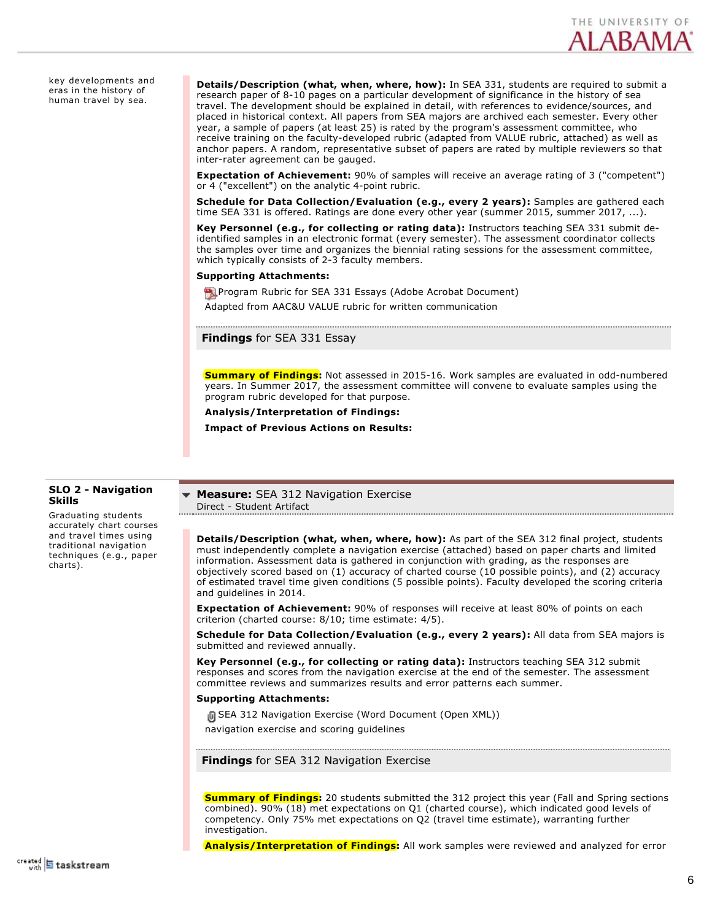key developments and eras in the history of human travel by sea.

**Details/Description (what, when, where, how):** In SEA 331, students are required to submit a research paper of 8-10 pages on a particular development of significance in the history of sea travel. The development should be explained in detail, with references to evidence/sources, and placed in historical context. All papers from SEA majors are archived each semester. Every other year, a sample of papers (at least 25) is rated by the program's assessment committee, who receive training on the faculty-developed rubric (adapted from VALUE rubric, attached) as well as anchor papers. A random, representative subset of papers are rated by multiple reviewers so that inter-rater agreement can be gauged.

**Expectation of Achievement:** 90% of samples will receive an average rating of 3 ("competent") or 4 ("excellent") on the analytic 4-point rubric.

**Schedule for Data Collection/Evaluation (e.g., every 2 years):** Samples are gathered each time SEA 331 is offered. Ratings are done every other year (summer 2015, summer 2017, ...).

**Key Personnel (e.g., for collecting or rating data):** Instructors teaching SEA 331 submit de-identified samples in an electronic format (every semester). The assessment coordinator collects the samples over time and organizes the biennial rating sessions for the assessment committee, which typically consists of 2-3 faculty members.

**Supporting Attachments:**

Program Rubric for SEA 331 Essays (Adobe Acrobat Document)
Adapted from AAC&U VALUE rubric for written communication

### Findings for SEA 331 Essay

**Summary of Findings:** Not assessed in 2015-16. Work samples are evaluated in odd-numbered years. In Summer 2017, the assessment committee will convene to evaluate samples using the program rubric developed for that purpose.

**Analysis/Interpretation of Findings:**

**Impact of Previous Actions on Results:**

## SLO 2 - Navigation Skills

Graduating students accurately chart courses and travel times using traditional navigation techniques (e.g., paper charts).

### Measure: SEA 312 Navigation Exercise

Direct - Student Artifact

**Details/Description (what, when, where, how):** As part of the SEA 312 final project, students must independently complete a navigation exercise (attached) based on paper charts and limited information. Assessment data is gathered in conjunction with grading, as the responses are objectively scored based on (1) accuracy of charted course (10 possible points), and (2) accuracy of estimated travel time given conditions (5 possible points). Faculty developed the scoring criteria and guidelines in 2014.

**Expectation of Achievement:** 90% of responses will receive at least 80% of points on each criterion (charted course: 8/10; time estimate: 4/5).

**Schedule for Data Collection/Evaluation (e.g., every 2 years):** All data from SEA majors is submitted and reviewed annually.

**Key Personnel (e.g., for collecting or rating data):** Instructors teaching SEA 312 submit responses and scores from the navigation exercise at the end of the semester. The assessment committee reviews and summarizes results and error patterns each summer.

**Supporting Attachments:**

SEA 312 Navigation Exercise (Word Document (Open XML))
navigation exercise and scoring guidelines

### Findings for SEA 312 Navigation Exercise

**Summary of Findings:** 20 students submitted the 312 project this year (Fall and Spring sections combined). 90% (18) met expectations on Q1 (charted course), which indicated good levels of competency. Only 75% met expectations on Q2 (travel time estimate), warranting further investigation.

**Analysis/Interpretation of Findings:** All work samples were reviewed and analyzed for error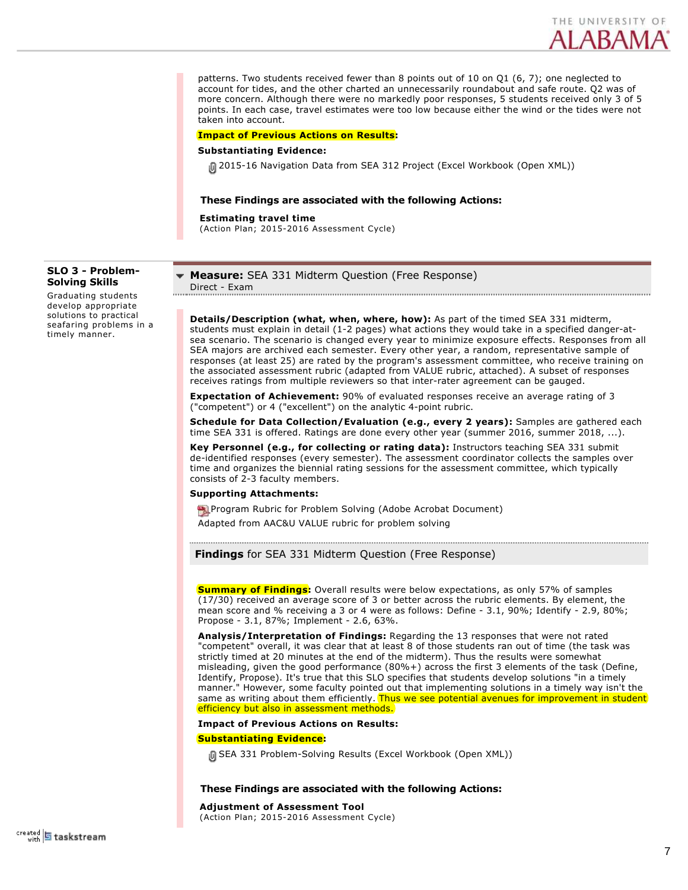patterns. Two students received fewer than 8 points out of 10 on Q1 (6, 7); one neglected to account for tides, and the other charted an unnecessarily roundabout and safe route. Q2 was of more concern. Although there were no markedly poor responses, 5 students received only 3 of 5 points. In each case, travel estimates were too low because either the wind or the tides were not taken into account.

**Impact of Previous Actions on Results:**

**Substantiating Evidence:**

2015-16 Navigation Data from SEA 312 Project (Excel Workbook (Open XML))

**These Findings are associated with the following Actions:**

**Estimating travel time**
(Action Plan; 2015-2016 Assessment Cycle)

## SLO 3 - Problem-Solving Skills

Graduating students develop appropriate solutions to practical seafaring problems in a timely manner.

### Measure: SEA 331 Midterm Question (Free Response)

Direct - Exam

**Details/Description (what, when, where, how):** As part of the timed SEA 331 midterm, students must explain in detail (1-2 pages) what actions they would take in a specified danger-at-sea scenario. The scenario is changed every year to minimize exposure effects. Responses from all SEA majors are archived each semester. Every other year, a random, representative sample of responses (at least 25) are rated by the program's assessment committee, who receive training on the associated assessment rubric (adapted from VALUE rubric, attached). A subset of responses receives ratings from multiple reviewers so that inter-rater agreement can be gauged.

**Expectation of Achievement:** 90% of evaluated responses receive an average rating of 3 ("competent") or 4 ("excellent") on the analytic 4-point rubric.

**Schedule for Data Collection/Evaluation (e.g., every 2 years):** Samples are gathered each time SEA 331 is offered. Ratings are done every other year (summer 2016, summer 2018, ...).

**Key Personnel (e.g., for collecting or rating data):** Instructors teaching SEA 331 submit de-identified responses (every semester). The assessment coordinator collects the samples over time and organizes the biennial rating sessions for the assessment committee, which typically consists of 2-3 faculty members.

**Supporting Attachments:**

Program Rubric for Problem Solving (Adobe Acrobat Document)
Adapted from AAC&U VALUE rubric for problem solving

### Findings for SEA 331 Midterm Question (Free Response)

**Summary of Findings:** Overall results were below expectations, as only 57% of samples (17/30) received an average score of 3 or better across the rubric elements. By element, the mean score and % receiving a 3 or 4 were as follows: Define - 3.1, 90%; Identify - 2.9, 80%; Propose - 3.1, 87%; Implement - 2.6, 63%.

**Analysis/Interpretation of Findings:** Regarding the 13 responses that were not rated "competent" overall, it was clear that at least 8 of those students ran out of time (the task was strictly timed at 20 minutes at the end of the midterm). Thus the results were somewhat misleading, given the good performance (80%+) across the first 3 elements of the task (Define, Identify, Propose). It's true that this SLO specifies that students develop solutions "in a timely manner." However, some faculty pointed out that implementing solutions in a timely way isn't the same as writing about them efficiently. Thus we see potential avenues for improvement in student efficiency but also in assessment methods.

**Impact of Previous Actions on Results:**

**Substantiating Evidence:**

SEA 331 Problem-Solving Results (Excel Workbook (Open XML))

**These Findings are associated with the following Actions:**

**Adjustment of Assessment Tool**
(Action Plan; 2015-2016 Assessment Cycle)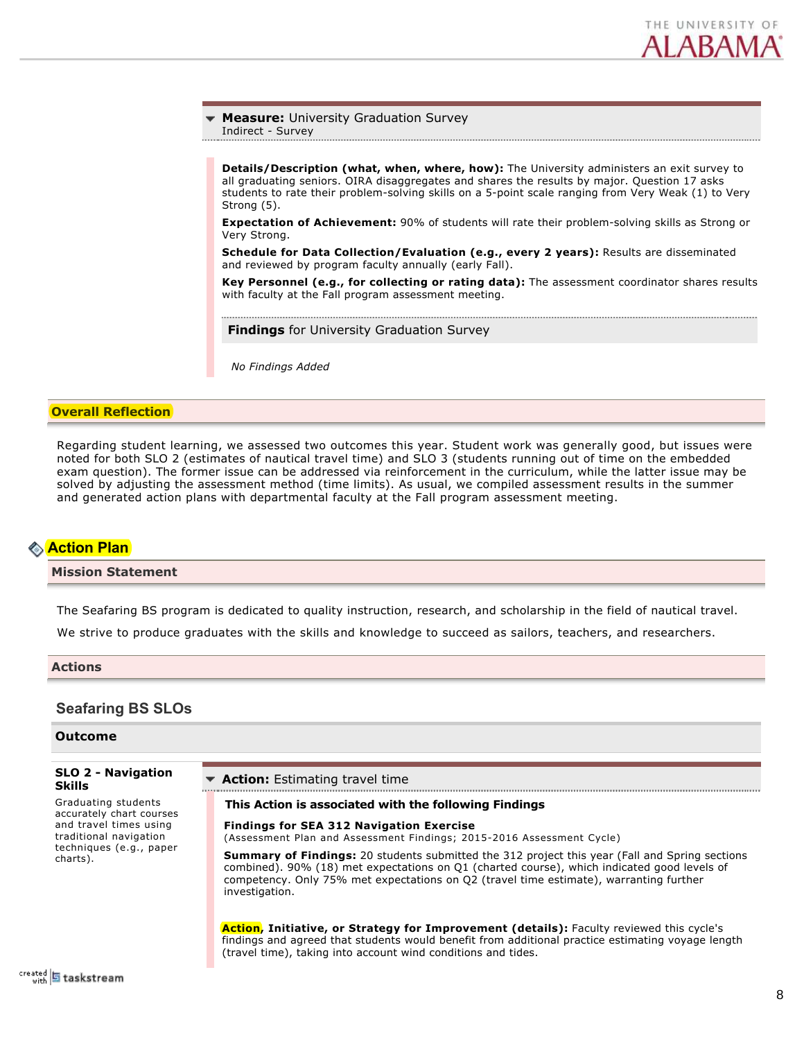**Measure:** University Graduation Survey
Indirect - Survey

**Details/Description (what, when, where, how):** The University administers an exit survey to all graduating seniors. OIRA disaggregates and shares the results by major. Question 17 asks students to rate their problem-solving skills on a 5-point scale ranging from Very Weak (1) to Very Strong (5).

**Expectation of Achievement:** 90% of students will rate their problem-solving skills as Strong or Very Strong.

**Schedule for Data Collection/Evaluation (e.g., every 2 years):** Results are disseminated and reviewed by program faculty annually (early Fall).

**Key Personnel (e.g., for collecting or rating data):** The assessment coordinator shares results with faculty at the Fall program assessment meeting.

**Findings** for University Graduation Survey

*No Findings Added*

## Overall Reflection

Regarding student learning, we assessed two outcomes this year. Student work was generally good, but issues were noted for both SLO 2 (estimates of nautical travel time) and SLO 3 (students running out of time on the embedded exam question). The former issue can be addressed via reinforcement in the curriculum, while the latter issue may be solved by adjusting the assessment method (time limits). As usual, we compiled assessment results in the summer and generated action plans with departmental faculty at the Fall program assessment meeting.

# Action Plan

## Mission Statement

The Seafaring BS program is dedicated to quality instruction, research, and scholarship in the field of nautical travel.

We strive to produce graduates with the skills and knowledge to succeed as sailors, teachers, and researchers.

## Actions

### Seafaring BS SLOs

**Outcome**

**SLO 2 - Navigation Skills**

Graduating students accurately chart courses and travel times using traditional navigation techniques (e.g., paper charts).

**Action:** Estimating travel time

**This Action is associated with the following Findings**

**Findings for SEA 312 Navigation Exercise**
(Assessment Plan and Assessment Findings; 2015-2016 Assessment Cycle)

**Summary of Findings:** 20 students submitted the 312 project this year (Fall and Spring sections combined). 90% (18) met expectations on Q1 (charted course), which indicated good levels of competency. Only 75% met expectations on Q2 (travel time estimate), warranting further investigation.

**Action, Initiative, or Strategy for Improvement (details):** Faculty reviewed this cycle's findings and agreed that students would benefit from additional practice estimating voyage length (travel time), taking into account wind conditions and tides.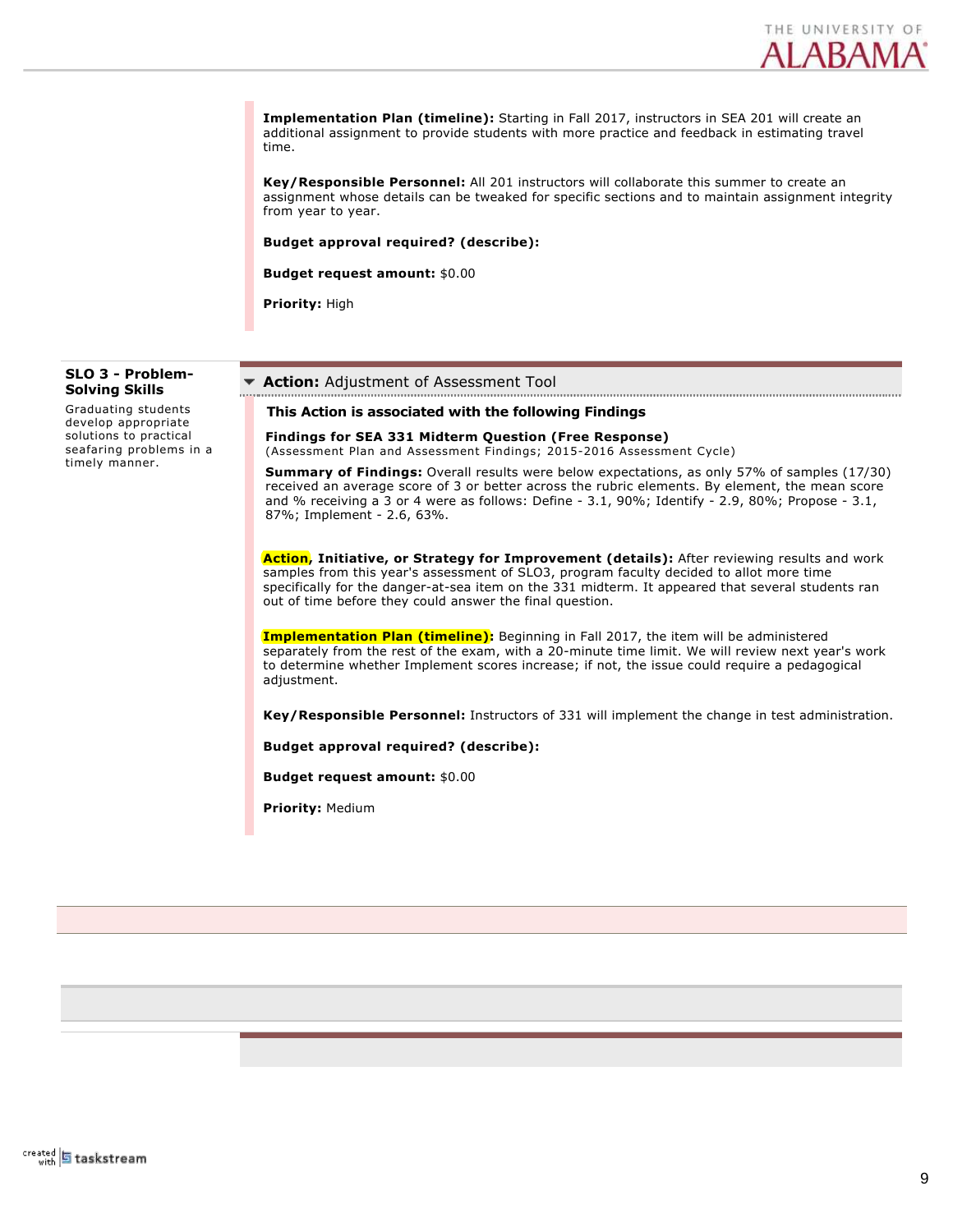**Implementation Plan (timeline):** Starting in Fall 2017, instructors in SEA 201 will create an additional assignment to provide students with more practice and feedback in estimating travel time.

**Key/Responsible Personnel:** All 201 instructors will collaborate this summer to create an assignment whose details can be tweaked for specific sections and to maintain assignment integrity from year to year.

**Budget approval required? (describe):**

**Budget request amount:** $0.00

**Priority:** High

### SLO 3 - Problem-Solving Skills

Graduating students develop appropriate solutions to practical seafaring problems in a timely manner.

**Action:** Adjustment of Assessment Tool

**This Action is associated with the following Findings**

**Findings for SEA 331 Midterm Question (Free Response)**
(Assessment Plan and Assessment Findings; 2015-2016 Assessment Cycle)

**Summary of Findings:** Overall results were below expectations, as only 57% of samples (17/30) received an average score of 3 or better across the rubric elements. By element, the mean score and % receiving a 3 or 4 were as follows: Define - 3.1, 90%; Identify - 2.9, 80%; Propose - 3.1, 87%; Implement - 2.6, 63%.

**Action, Initiative, or Strategy for Improvement (details):** After reviewing results and work samples from this year's assessment of SLO3, program faculty decided to allot more time specifically for the danger-at-sea item on the 331 midterm. It appeared that several students ran out of time before they could answer the final question.

**Implementation Plan (timeline):** Beginning in Fall 2017, the item will be administered separately from the rest of the exam, with a 20-minute time limit. We will review next year's work to determine whether Implement scores increase; if not, the issue could require a pedagogical adjustment.

**Key/Responsible Personnel:** Instructors of 331 will implement the change in test administration.

**Budget approval required? (describe):**

**Budget request amount:** $0.00

**Priority:** Medium